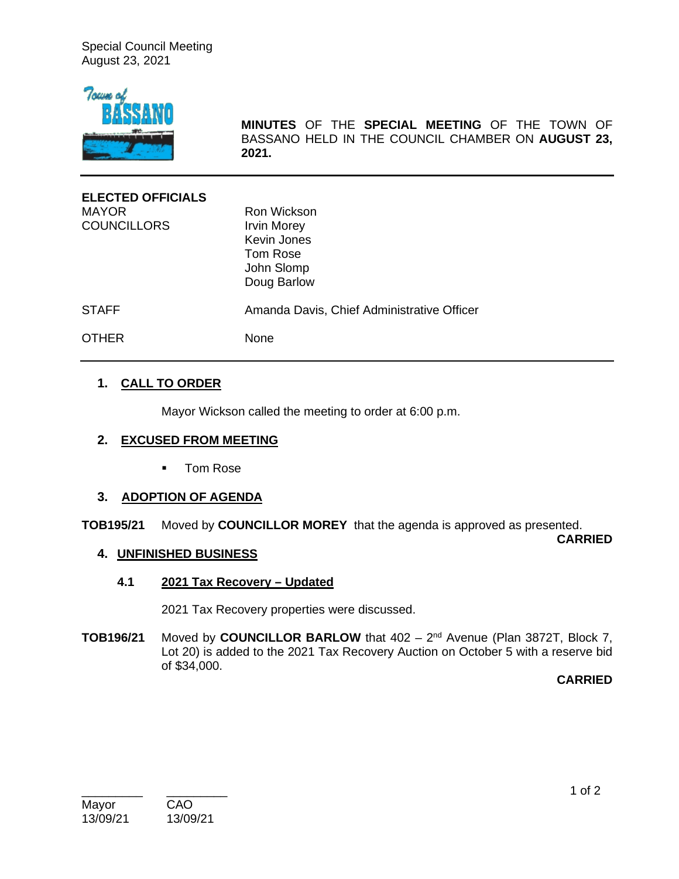**MINUTES** OF THE **SPECIAL MEETING** OF THE TOWN OF BASSANO HELD IN THE COUNCIL CHAMBER ON **AUGUST 23, 2021.**

---

| **ELECTED OFFICIALS** | |
|---|---|
| MAYOR | Ron Wickson |
| COUNCILLORS | Irvin Morey<br>Kevin Jones<br>Tom Rose<br>John Slomp<br>Doug Barlow |
| STAFF | Amanda Davis, Chief Administrative Officer |
| OTHER | None |

---

## 1. CALL TO ORDER

Mayor Wickson called the meeting to order at 6:00 p.m.

## 2. EXCUSED FROM MEETING

- Tom Rose

## 3. ADOPTION OF AGENDA

**TOB195/21** Moved by **COUNCILLOR MOREY** that the agenda is approved as presented.

**CARRIED**

## 4. UNFINISHED BUSINESS

### 4.1 2021 Tax Recovery – Updated

2021 Tax Recovery properties were discussed.

**TOB196/21** Moved by **COUNCILLOR BARLOW** that 402 – 2nd Avenue (Plan 3872T, Block 7, Lot 20) is added to the 2021 Tax Recovery Auction on October 5 with a reserve bid of $34,000.

**CARRIED**

| Mayor | CAO |
|---|---|
| 13/09/21 | 13/09/21 |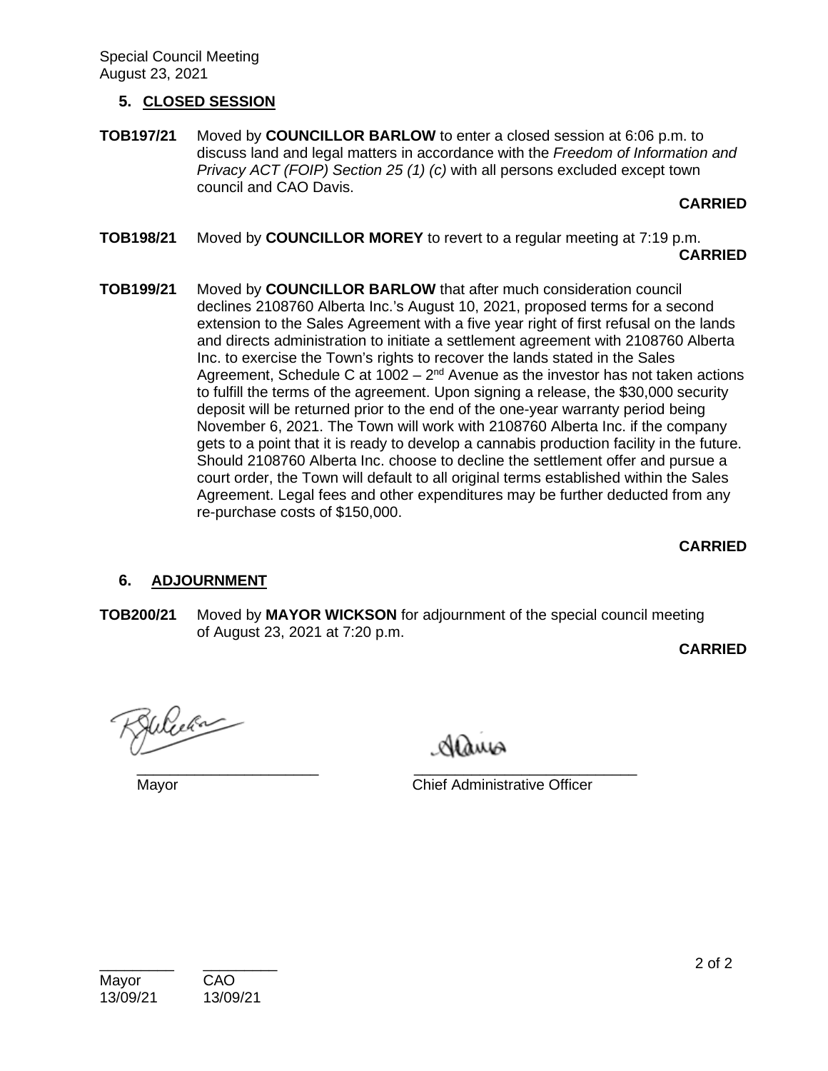## 5. CLOSED SESSION

**TOB197/21** Moved by **COUNCILLOR BARLOW** to enter a closed session at 6:06 p.m. to discuss land and legal matters in accordance with the *Freedom of Information and Privacy ACT (FOIP) Section 25 (1) (c)* with all persons excluded except town council and CAO Davis.

**CARRIED**

**TOB198/21** Moved by **COUNCILLOR MOREY** to revert to a regular meeting at 7:19 p.m.

**CARRIED**

**TOB199/21** Moved by **COUNCILLOR BARLOW** that after much consideration council declines 2108760 Alberta Inc.'s August 10, 2021, proposed terms for a second extension to the Sales Agreement with a five year right of first refusal on the lands and directs administration to initiate a settlement agreement with 2108760 Alberta Inc. to exercise the Town's rights to recover the lands stated in the Sales Agreement, Schedule C at 1002 – 2nd Avenue as the investor has not taken actions to fulfill the terms of the agreement. Upon signing a release, the $30,000 security deposit will be returned prior to the end of the one-year warranty period being November 6, 2021. The Town will work with 2108760 Alberta Inc. if the company gets to a point that it is ready to develop a cannabis production facility in the future. Should 2108760 Alberta Inc. choose to decline the settlement offer and pursue a court order, the Town will default to all original terms established within the Sales Agreement. Legal fees and other expenditures may be further deducted from any re-purchase costs of $150,000.

**CARRIED**

## 6. ADJOURNMENT

**TOB200/21** Moved by **MAYOR WICKSON** for adjournment of the special council meeting of August 23, 2021 at 7:20 p.m.

**CARRIED**

______________________ Mayor

______________________ Chief Administrative Officer

Mayor 13/09/21

CAO 13/09/21